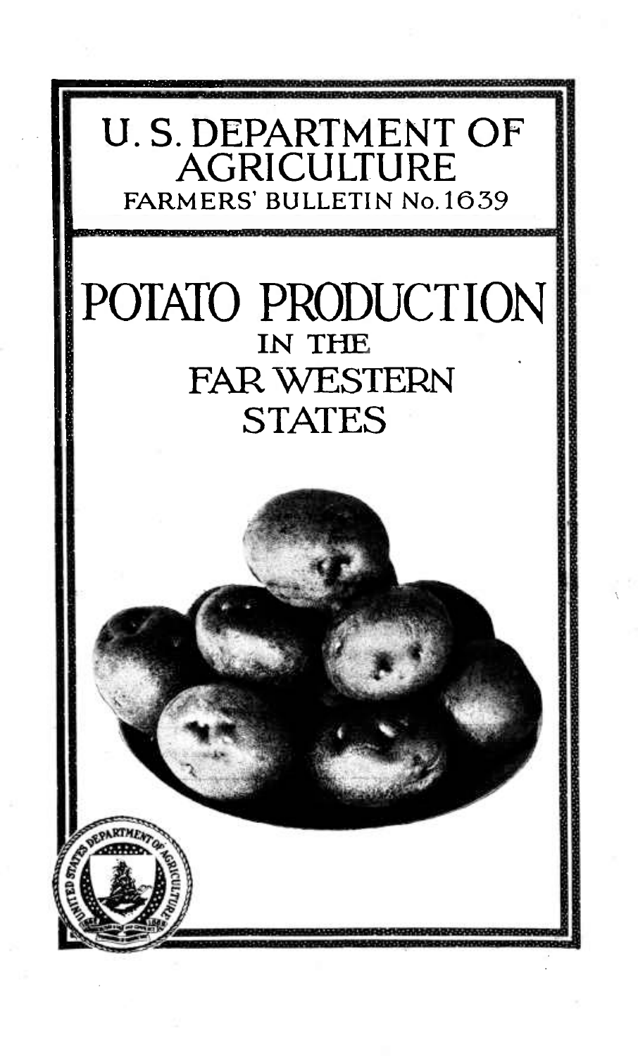# U. S. DEPARTMENT OF AGRICULTURE

FARMERS' BULLETIN No. 1639

# POTATO PRODUCTION IN THE FAR WESTERN STATES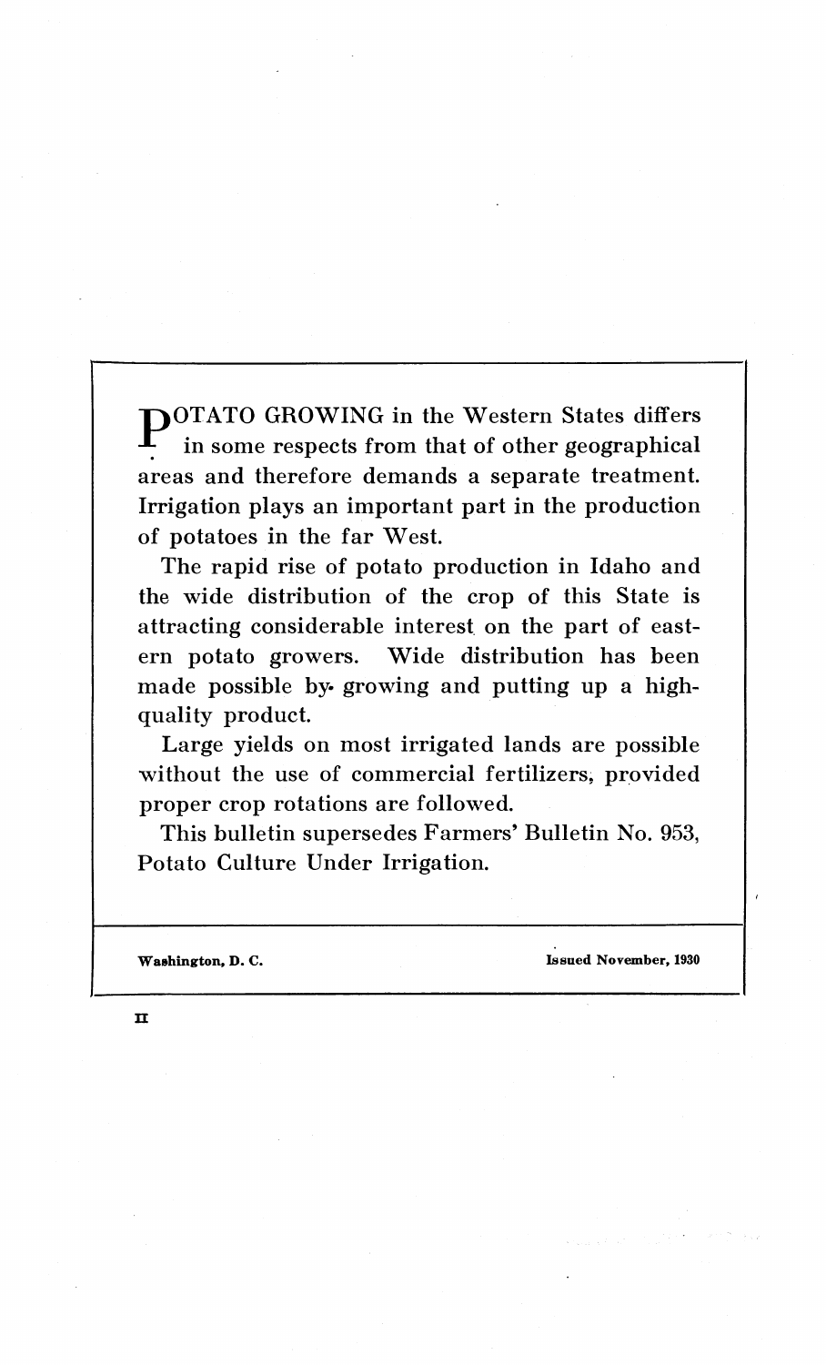POTATO GROWING in the Western States differs in some respects from that of other geographical areas and therefore demands a separate treatment. Irrigation plays an important part in the production of potatoes in the far West.

The rapid rise of potato production in Idaho and the wide distribution of the crop of this State is attracting considerable interest on the part of eastern potato growers. Wide distribution has been made possible by growing and putting up a high-quality product.

Large yields on most irrigated lands are possible without the use of commercial fertilizers, provided proper crop rotations are followed.

This bulletin supersedes Farmers' Bulletin No. 953, Potato Culture Under Irrigation.

**Washington, D. C.** **Issued November, 1930**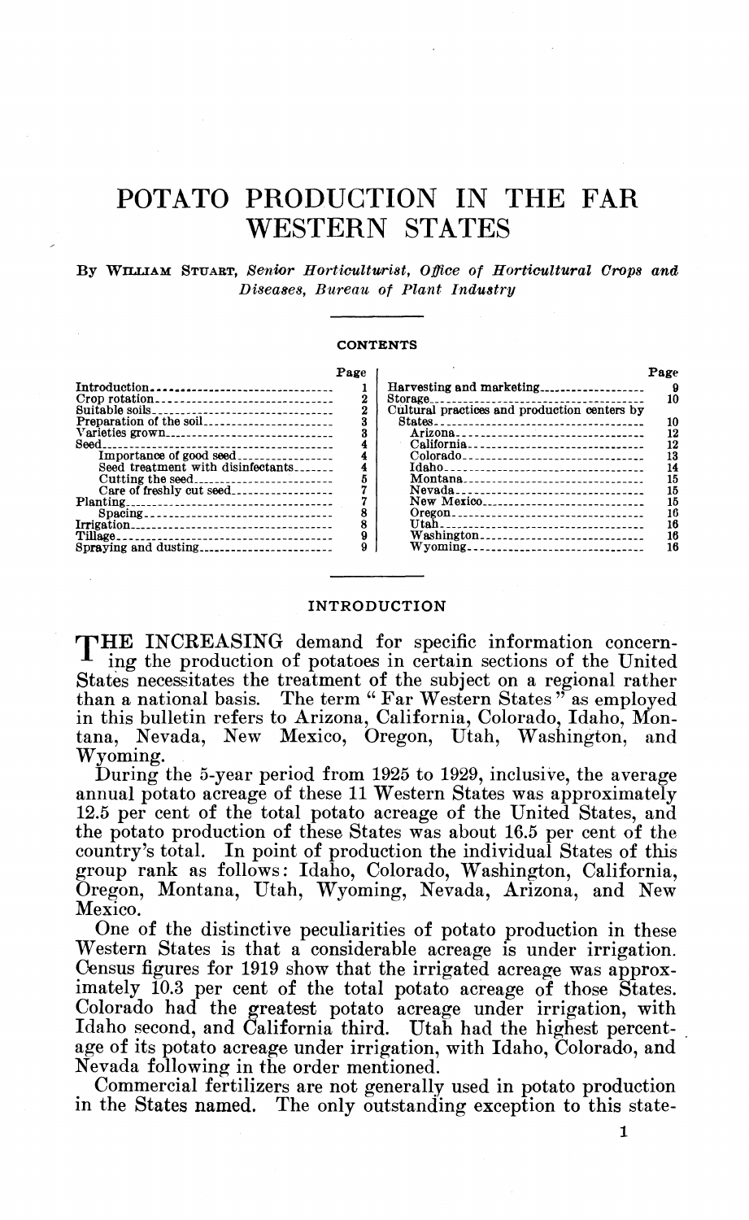# POTATO PRODUCTION IN THE FAR WESTERN STATES

By William Stuart, *Senior Horticulturist, Office of Horticultural Crops and Diseases, Bureau of Plant Industry*

## CONTENTS

| | Page | | Page |
|---|---|---|---|
| Introduction | 1 | Harvesting and marketing | 9 |
| Crop rotation | 2 | Storage | 10 |
| Suitable soils | 2 | Cultural practices and production centers by States | 10 |
| Preparation of the soil | 3 | Arizona | 12 |
| Varieties grown | 3 | California | 12 |
| Seed | 4 | Colorado | 13 |
| Importance of good seed | 4 | Idaho | 14 |
| Seed treatment with disinfectants | 4 | Montana | 15 |
| Cutting the seed | 5 | Nevada | 15 |
| Care of freshly cut seed | 7 | New Mexico | 15 |
| Planting | 7 | Oregon | 16 |
| Spacing | 8 | Utah | 16 |
| Irrigation | 8 | Washington | 16 |
| Tillage | 9 | Wyoming | 16 |
| Spraying and dusting | 9 | | |

## INTRODUCTION

THE INCREASING demand for specific information concerning the production of potatoes in certain sections of the United States necessitates the treatment of the subject on a regional rather than a national basis. The term " Far Western States " as employed in this bulletin refers to Arizona, California, Colorado, Idaho, Montana, Nevada, New Mexico, Oregon, Utah, Washington, and Wyoming.

During the 5-year period from 1925 to 1929, inclusive, the average annual potato acreage of these 11 Western States was approximately 12.5 per cent of the total potato acreage of the United States, and the potato production of these States was about 16.5 per cent of the country's total. In point of production the individual States of this group rank as follows: Idaho, Colorado, Washington, California, Oregon, Montana, Utah, Wyoming, Nevada, Arizona, and New Mexico.

One of the distinctive peculiarities of potato production in these Western States is that a considerable acreage is under irrigation. Census figures for 1919 show that the irrigated acreage was approximately 10.3 per cent of the total potato acreage of those States. Colorado had the greatest potato acreage under irrigation, with Idaho second, and California third. Utah had the highest percentage of its potato acreage under irrigation, with Idaho, Colorado, and Nevada following in the order mentioned.

Commercial fertilizers are not generally used in potato production in the States named. The only outstanding exception to this state-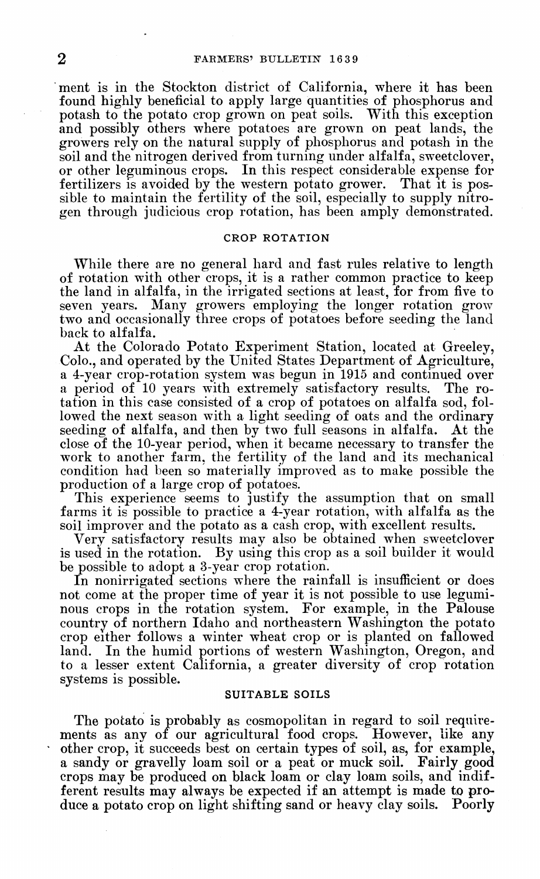ment is in the Stockton district of California, where it has been found highly beneficial to apply large quantities of phosphorus and potash to the potato crop grown on peat soils. With this exception and possibly others where potatoes are grown on peat lands, the growers rely on the natural supply of phosphorus and potash in the soil and the nitrogen derived from turning under alfalfa, sweetclover, or other leguminous crops. In this respect considerable expense for fertilizers is avoided by the western potato grower. That it is possible to maintain the fertility of the soil, especially to supply nitrogen through judicious crop rotation, has been amply demonstrated.

## CROP ROTATION

While there are no general hard and fast rules relative to length of rotation with other crops, it is a rather common practice to keep the land in alfalfa, in the irrigated sections at least, for from five to seven years. Many growers employing the longer rotation grow two and occasionally three crops of potatoes before seeding the land back to alfalfa.

At the Colorado Potato Experiment Station, located at Greeley, Colo., and operated by the United States Department of Agriculture, a 4-year crop-rotation system was begun in 1915 and continued over a period of 10 years with extremely satisfactory results. The rotation in this case consisted of a crop of potatoes on alfalfa sod, followed the next season with a light seeding of oats and the ordinary seeding of alfalfa, and then by two full seasons in alfalfa. At the close of the 10-year period, when it became necessary to transfer the work to another farm, the fertility of the land and its mechanical condition had been so materially improved as to make possible the production of a large crop of potatoes.

This experience seems to justify the assumption that on small farms it is possible to practice a 4-year rotation, with alfalfa as the soil improver and the potato as a cash crop, with excellent results.

Very satisfactory results may also be obtained when sweetclover is used in the rotation. By using this crop as a soil builder it would be possible to adopt a 3-year crop rotation.

In nonirrigated sections where the rainfall is insufficient or does not come at the proper time of year it is not possible to use leguminous crops in the rotation system. For example, in the Palouse country of northern Idaho and northeastern Washington the potato crop either follows a winter wheat crop or is planted on fallowed land. In the humid portions of western Washington, Oregon, and to a lesser extent California, a greater diversity of crop rotation systems is possible.

## SUITABLE SOILS

The potato is probably as cosmopolitan in regard to soil requirements as any of our agricultural food crops. However, like any other crop, it succeeds best on certain types of soil, as, for example, a sandy or gravelly loam soil or a peat or muck soil. Fairly good crops may be produced on black loam or clay loam soils, and indifferent results may always be expected if an attempt is made to produce a potato crop on light shifting sand or heavy clay soils. Poorly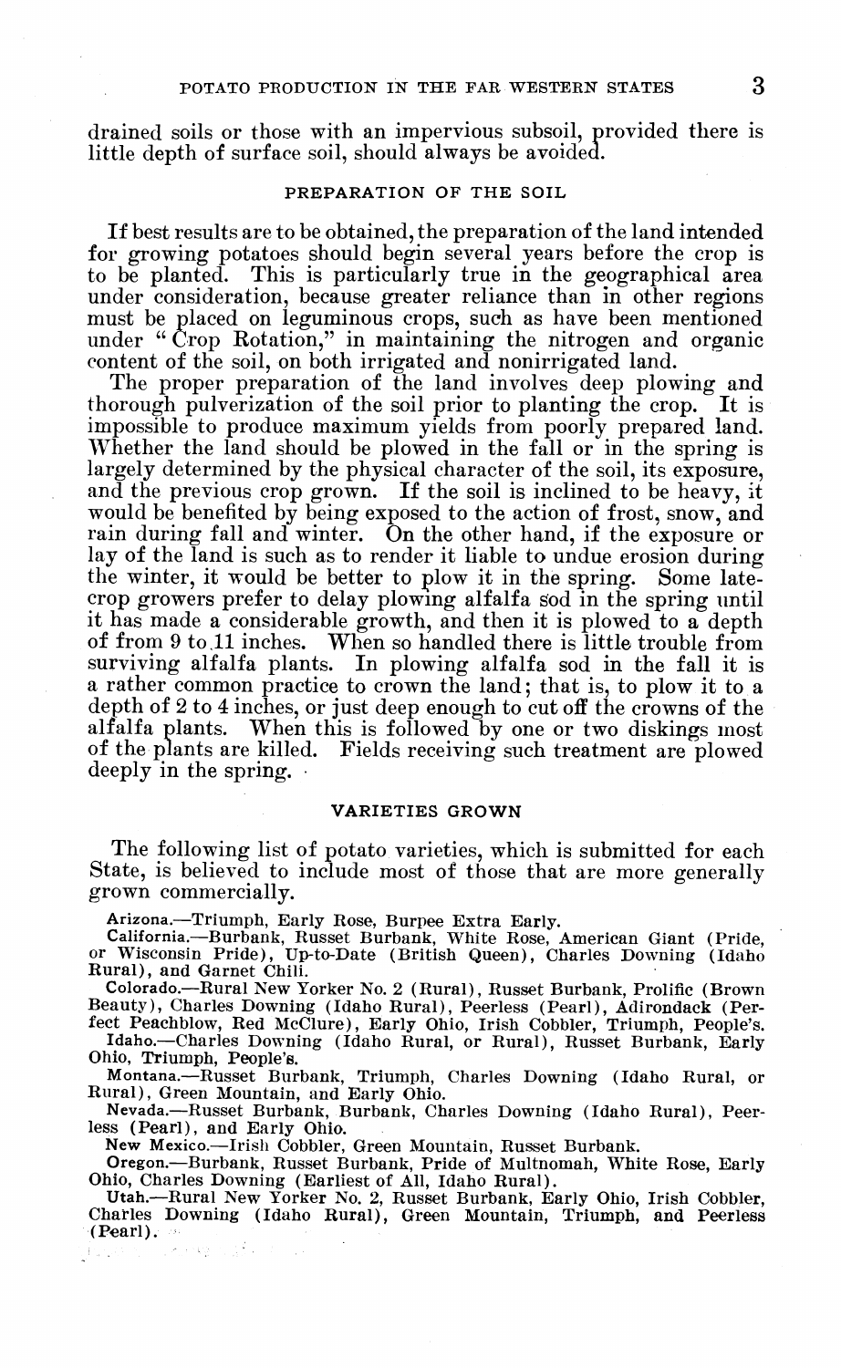drained soils or those with an impervious subsoil, provided there is little depth of surface soil, should always be avoided.

## PREPARATION OF THE SOIL

If best results are to be obtained, the preparation of the land intended for growing potatoes should begin several years before the crop is to be planted. This is particularly true in the geographical area under consideration, because greater reliance than in other regions must be placed on leguminous crops, such as have been mentioned under "Crop Rotation," in maintaining the nitrogen and organic content of the soil, on both irrigated and nonirrigated land.

The proper preparation of the land involves deep plowing and thorough pulverization of the soil prior to planting the crop. It is impossible to produce maximum yields from poorly prepared land. Whether the land should be plowed in the fall or in the spring is largely determined by the physical character of the soil, its exposure, and the previous crop grown. If the soil is inclined to be heavy, it would be benefited by being exposed to the action of frost, snow, and rain during fall and winter. On the other hand, if the exposure or lay of the land is such as to render it liable to undue erosion during the winter, it would be better to plow it in the spring. Some late-crop growers prefer to delay plowing alfalfa sod in the spring until it has made a considerable growth, and then it is plowed to a depth of from 9 to 11 inches. When so handled there is little trouble from surviving alfalfa plants. In plowing alfalfa sod in the fall it is a rather common practice to crown the land; that is, to plow it to a depth of 2 to 4 inches, or just deep enough to cut off the crowns of the alfalfa plants. When this is followed by one or two diskings most of the plants are killed. Fields receiving such treatment are plowed deeply in the spring.

## VARIETIES GROWN

The following list of potato varieties, which is submitted for each State, is believed to include most of those that are more generally grown commercially.

**Arizona.**—Triumph, Early Rose, Burpee Extra Early.

**California.**—Burbank, Russet Burbank, White Rose, American Giant (Pride, or Wisconsin Pride), Up-to-Date (British Queen), Charles Downing (Idaho Rural), and Garnet Chili.

**Colorado.**—Rural New Yorker No. 2 (Rural), Russet Burbank, Prolific (Brown Beauty), Charles Downing (Idaho Rural), Peerless (Pearl), Adirondack (Perfect Peachblow, Red McClure), Early Ohio, Irish Cobbler, Triumph, People's.

**Idaho.**—Charles Downing (Idaho Rural, or Rural), Russet Burbank, Early Ohio, Triumph, People's.

**Montana.**—Russet Burbank, Triumph, Charles Downing (Idaho Rural, or Rural), Green Mountain, and Early Ohio.

**Nevada.**—Russet Burbank, Burbank, Charles Downing (Idaho Rural), Peerless (Pearl), and Early Ohio.

**New Mexico.**—Irish Cobbler, Green Mountain, Russet Burbank.

**Oregon.**—Burbank, Russet Burbank, Pride of Multnomah, White Rose, Early Ohio, Charles Downing (Earliest of All, Idaho Rural).

**Utah.**—Rural New Yorker No. 2, Russet Burbank, Early Ohio, Irish Cobbler, Charles Downing (Idaho Rural), Green Mountain, Triumph, and Peerless (Pearl).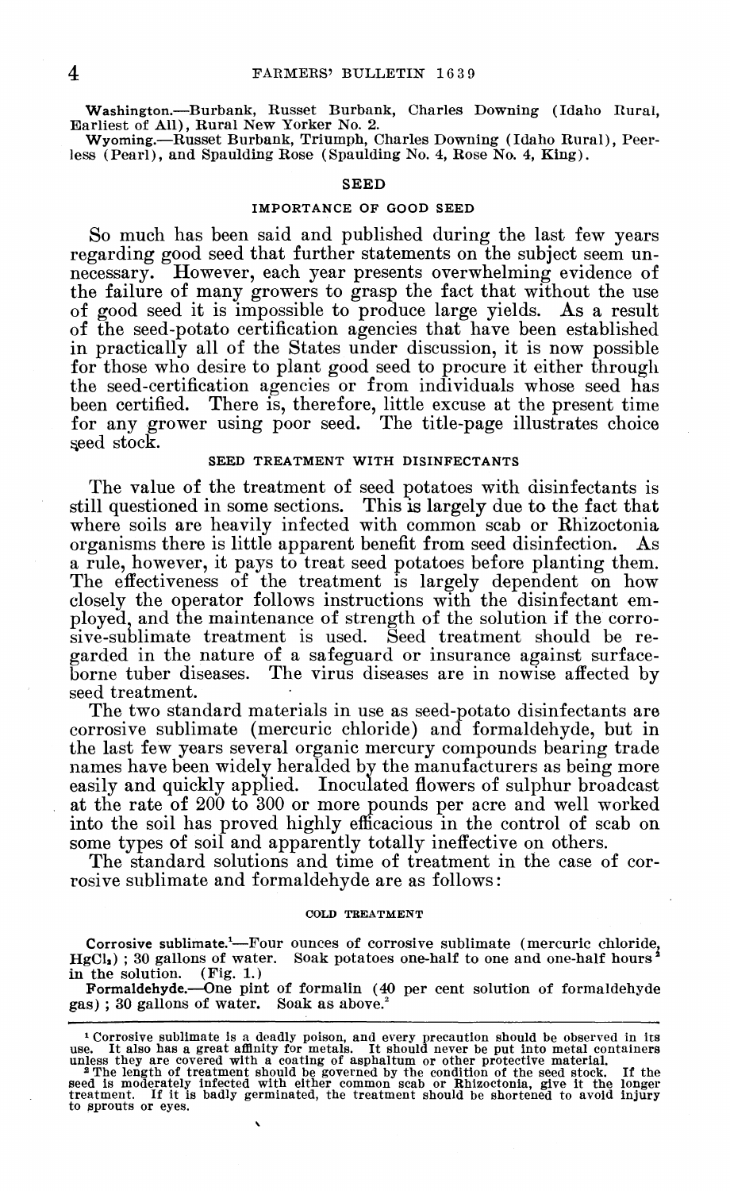**Washington.**—Burbank, Russet Burbank, Charles Downing (Idaho Rural, Earliest of All), Rural New Yorker No. 2.

**Wyoming.**—Russet Burbank, Triumph, Charles Downing (Idaho Rural), Peerless (Pearl), and Spaulding Rose (Spaulding No. 4, Rose No. 4, King).

## SEED

### IMPORTANCE OF GOOD SEED

So much has been said and published during the last few years regarding good seed that further statements on the subject seem unnecessary. However, each year presents overwhelming evidence of the failure of many growers to grasp the fact that without the use of good seed it is impossible to produce large yields. As a result of the seed-potato certification agencies that have been established in practically all of the States under discussion, it is now possible for those who desire to plant good seed to procure it either through the seed-certification agencies or from individuals whose seed has been certified. There is, therefore, little excuse at the present time for any grower using poor seed. The title-page illustrates choice seed stock.

### SEED TREATMENT WITH DISINFECTANTS

The value of the treatment of seed potatoes with disinfectants is still questioned in some sections. This is largely due to the fact that where soils are heavily infected with common scab or Rhizoctonia organisms there is little apparent benefit from seed disinfection. As a rule, however, it pays to treat seed potatoes before planting them. The effectiveness of the treatment is largely dependent on how closely the operator follows instructions with the disinfectant employed, and the maintenance of strength of the solution if the corrosive-sublimate treatment is used. Seed treatment should be regarded in the nature of a safeguard or insurance against surface-borne tuber diseases. The virus diseases are in nowise affected by seed treatment.

The two standard materials in use as seed-potato disinfectants are corrosive sublimate (mercuric chloride) and formaldehyde, but in the last few years several organic mercury compounds bearing trade names have been widely heralded by the manufacturers as being more easily and quickly applied. Inoculated flowers of sulphur broadcast at the rate of 200 to 300 or more pounds per acre and well worked into the soil has proved highly efficacious in the control of scab on some types of soil and apparently totally ineffective on others.

The standard solutions and time of treatment in the case of corrosive sublimate and formaldehyde are as follows:

#### COLD TREATMENT

**Corrosive sublimate.**[1]—Four ounces of corrosive sublimate (mercuric chloride, $HgCl_2$); 30 gallons of water. Soak potatoes one-half to one and one-half hours[2] in the solution. (Fig. 1.)

**Formaldehyde.**—One pint of formalin (40 per cent solution of formaldehyde gas); 30 gallons of water. Soak as above.[2]

---

[1] Corrosive sublimate is a deadly poison, and every precaution should be observed in its use. It also has a great affinity for metals. It should never be put into metal containers unless they are covered with a coating of asphaltum or other protective material.

[2] The length of treatment should be governed by the condition of the seed stock. If the seed is moderately infected with either common scab or Rhizoctonia, give it the longer treatment. If it is badly germinated, the treatment should be shortened to avoid injury to sprouts or eyes.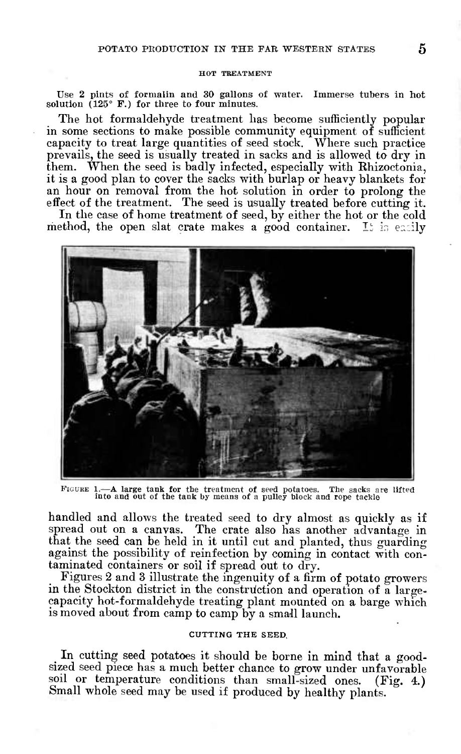#### HOT TREATMENT

Use 2 pints of formalin and 30 gallons of water. Immerse tubers in hot solution (125° F.) for three to four minutes.

The hot formaldehyde treatment has become sufficiently popular in some sections to make possible community equipment of sufficient capacity to treat large quantities of seed stock. Where such practice prevails, the seed is usually treated in sacks and is allowed to dry in them. When the seed is badly infected, especially with Rhizoctonia, it is a good plan to cover the sacks with burlap or heavy blankets for an hour on removal from the hot solution in order to prolong the effect of the treatment. The seed is usually treated before cutting it.

In the case of home treatment of seed, by either the hot or the cold method, the open slat crate makes a good container. It is easily handled and allows the treated seed to dry almost as quickly as if spread out on a canvas. The crate also has another advantage in that the seed can be held in it until cut and planted, thus guarding against the possibility of reinfection by coming in contact with contaminated containers or soil if spread out to dry.

FIGURE 1.—A large tank for the treatment of seed potatoes. The sacks are lifted into and out of the tank by means of a pulley block and rope tackle

Figures 2 and 3 illustrate the ingenuity of a firm of potato growers in the Stockton district in the construction and operation of a large-capacity hot-formaldehyde treating plant mounted on a barge which is moved about from camp to camp by a small launch.

#### CUTTING THE SEED

In cutting seed potatoes it should be borne in mind that a good-sized seed piece has a much better chance to grow under unfavorable soil or temperature conditions than small-sized ones. (Fig. 4.) Small whole seed may be used if produced by healthy plants.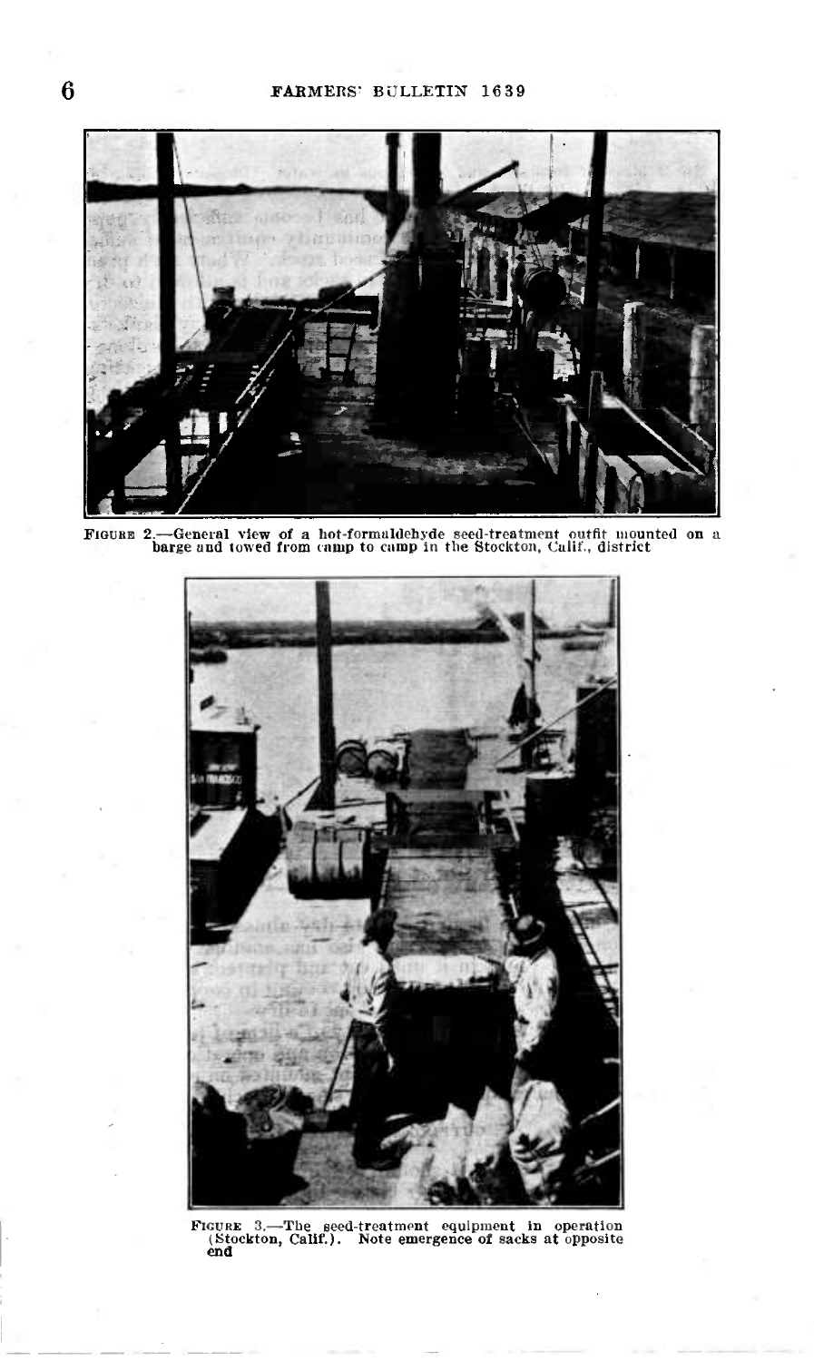FIGURE 2.—General view of a hot-formaldehyde seed-treatment outfit mounted on a barge and towed from camp to camp in the Stockton, Calif., district

FIGURE 3.—The seed-treatment equipment in operation (Stockton, Calif.). Note emergence of sacks at opposite end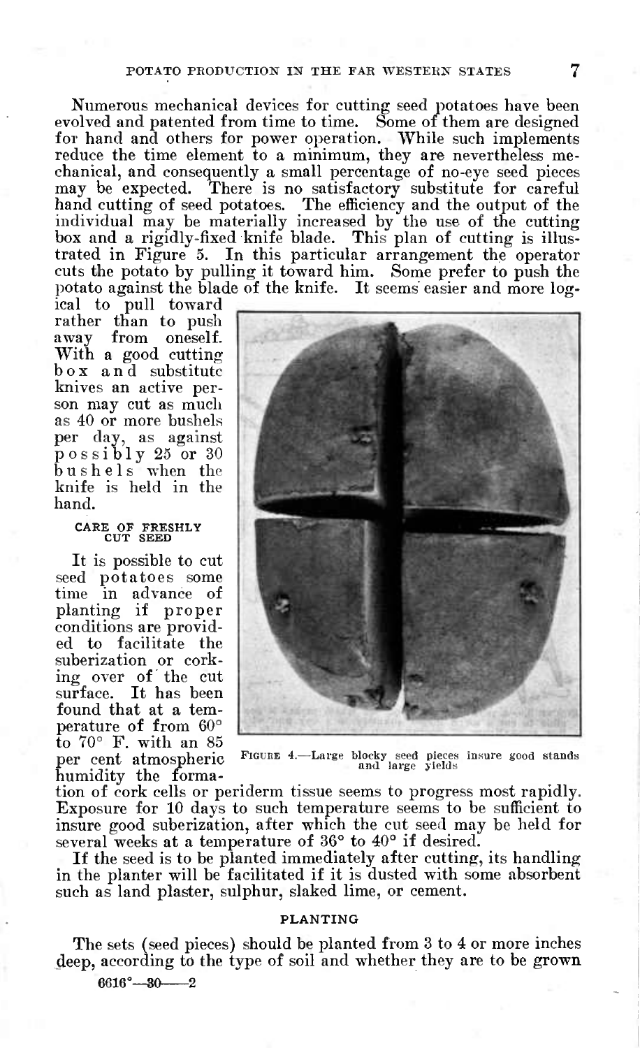Numerous mechanical devices for cutting seed potatoes have been evolved and patented from time to time. Some of them are designed for hand and others for power operation. While such implements reduce the time element to a minimum, they are nevertheless mechanical, and consequently a small percentage of no-eye seed pieces may be expected. There is no satisfactory substitute for careful hand cutting of seed potatoes. The efficiency and the output of the individual may be materially increased by the use of the cutting box and a rigidly-fixed knife blade. This plan of cutting is illustrated in Figure 5. In this particular arrangement the operator cuts the potato by pulling it toward him. Some prefer to push the potato against the blade of the knife. It seems easier and more logical to pull toward rather than to push away from oneself. With a good cutting box and substitute knives an active person may cut as much as 40 or more bushels per day, as against possibly 25 or 30 bushels when the knife is held in the hand.

FIGURE 4.—Large blocky seed pieces insure good stands and large yields

### CARE OF FRESHLY CUT SEED

It is possible to cut seed potatoes some time in advance of planting if proper conditions are provided to facilitate the suberization or corking over of the cut surface. It has been found that at a temperature of from 60° to 70° F. with an 85 per cent atmospheric humidity the formation of cork cells or periderm tissue seems to progress most rapidly. Exposure for 10 days to such temperature seems to be sufficient to insure good suberization, after which the cut seed may be held for several weeks at a temperature of 36° to 40° if desired.

If the seed is to be planted immediately after cutting, its handling in the planter will be facilitated if it is dusted with some absorbent such as land plaster, sulphur, slaked lime, or cement.

### PLANTING

The sets (seed pieces) should be planted from 3 to 4 or more inches deep, according to the type of soil and whether they are to be grown

6616°—30——2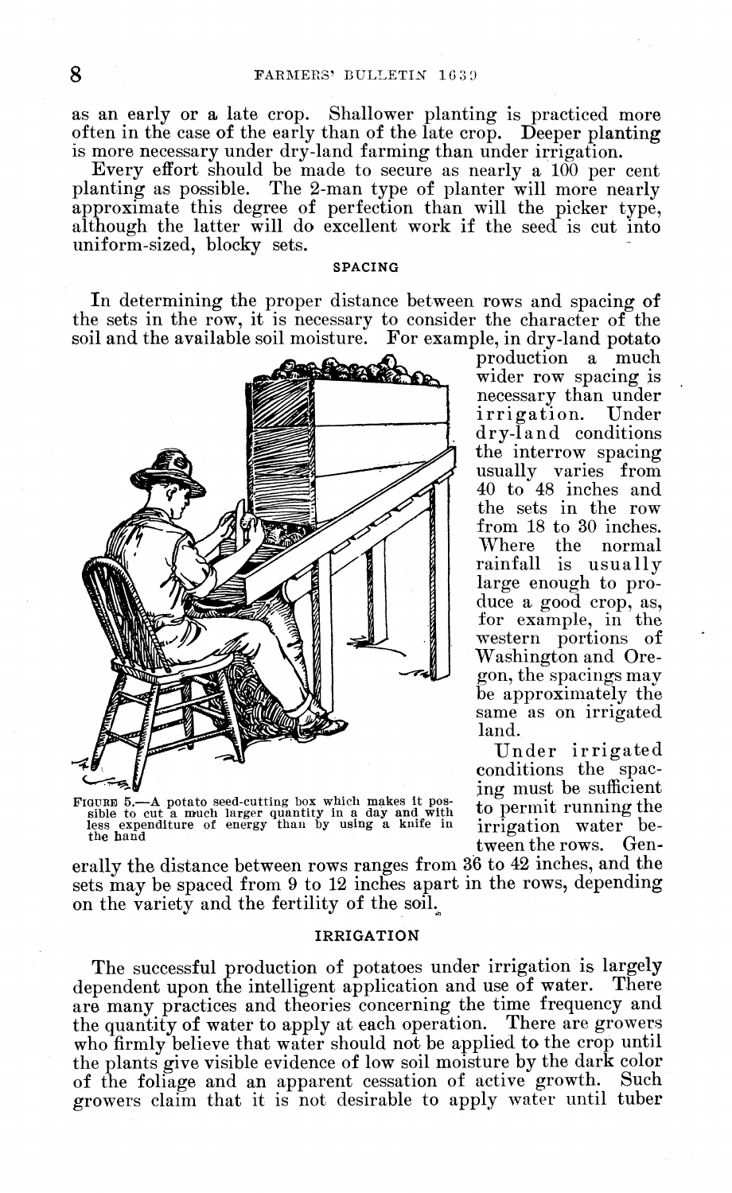as an early or a late crop. Shallower planting is practiced more often in the case of the early than of the late crop. Deeper planting is more necessary under dry-land farming than under irrigation.

Every effort should be made to secure as nearly a 100 per cent planting as possible. The 2-man type of planter will more nearly approximate this degree of perfection than will the picker type, although the latter will do excellent work if the seed is cut into uniform-sized, blocky sets.

### SPACING

In determining the proper distance between rows and spacing of the sets in the row, it is necessary to consider the character of the soil and the available soil moisture. For example, in dry-land potato production a much wider row spacing is necessary than under irrigation. Under dry-land conditions the interrow spacing usually varies from 40 to 48 inches and the sets in the row from 18 to 30 inches. Where the normal rainfall is usually large enough to produce a good crop, as, for example, in the western portions of Washington and Oregon, the spacings may be approximately the same as on irrigated land.

FIGURE 5.—A potato seed-cutting box which makes it possible to cut a much larger quantity in a day and with less expenditure of energy than by using a knife in the hand

Under irrigated conditions the spacing must be sufficient to permit running the irrigation water between the rows. Generally the distance between rows ranges from 36 to 42 inches, and the sets may be spaced from 9 to 12 inches apart in the rows, depending on the variety and the fertility of the soil.

### IRRIGATION

The successful production of potatoes under irrigation is largely dependent upon the intelligent application and use of water. There are many practices and theories concerning the time frequency and the quantity of water to apply at each operation. There are growers who firmly believe that water should not be applied to the crop until the plants give visible evidence of low soil moisture by the dark color of the foliage and an apparent cessation of active growth. Such growers claim that it is not desirable to apply water until tuber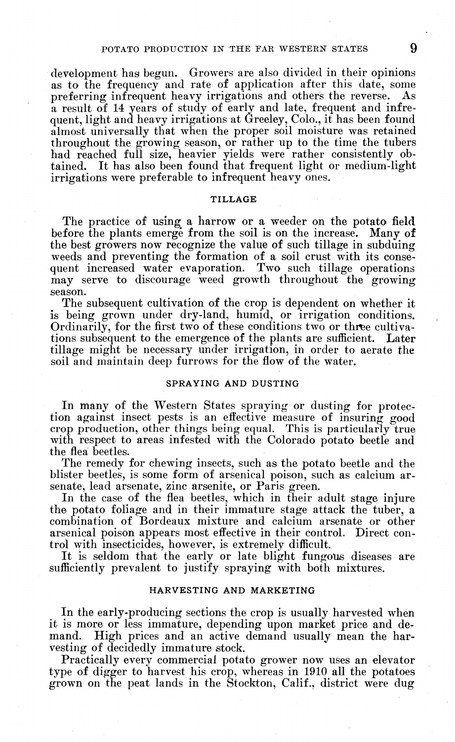development has begun. Growers are also divided in their opinions as to the frequency and rate of application after this date, some preferring infrequent heavy irrigations and others the reverse. As a result of 14 years of study of early and late, frequent and infrequent, light and heavy irrigations at Greeley, Colo., it has been found almost universally that when the proper soil moisture was retained throughout the growing season, or rather up to the time the tubers had reached full size, heavier yields were rather consistently obtained. It has also been found that frequent light or medium-light irrigations were preferable to infrequent heavy ones.

## TILLAGE

The practice of using a harrow or a weeder on the potato field before the plants emerge from the soil is on the increase. Many of the best growers now recognize the value of such tillage in subduing weeds and preventing the formation of a soil crust with its consequent increased water evaporation. Two such tillage operations may serve to discourage weed growth throughout the growing season.

The subsequent cultivation of the crop is dependent on whether it is being grown under dry-land, humid, or irrigation conditions. Ordinarily, for the first two of these conditions two or three cultivations subsequent to the emergence of the plants are sufficient. Later tillage might be necessary under irrigation, in order to aerate the soil and maintain deep furrows for the flow of the water.

## SPRAYING AND DUSTING

In many of the Western States spraying or dusting for protection against insect pests is an effective measure of insuring good crop production, other things being equal. This is particularly true with respect to areas infested with the Colorado potato beetle and the flea beetles.

The remedy for chewing insects, such as the potato beetle and the blister beetles, is some form of arsenical poison, such as calcium arsenate, lead arsenate, zinc arsenite, or Paris green.

In the case of the flea beetles, which in their adult stage injure the potato foliage and in their immature stage attack the tuber, a combination of Bordeaux mixture and calcium arsenate or other arsenical poison appears most effective in their control. Direct control with insecticides, however, is extremely difficult.

It is seldom that the early or late blight fungous diseases are sufficiently prevalent to justify spraying with both mixtures.

## HARVESTING AND MARKETING

In the early-producing sections the crop is usually harvested when it is more or less immature, depending upon market price and demand. High prices and an active demand usually mean the harvesting of decidedly immature stock.

Practically every commercial potato grower now uses an elevator type of digger to harvest his crop, whereas in 1910 all the potatoes grown on the peat lands in the Stockton, Calif., district were dug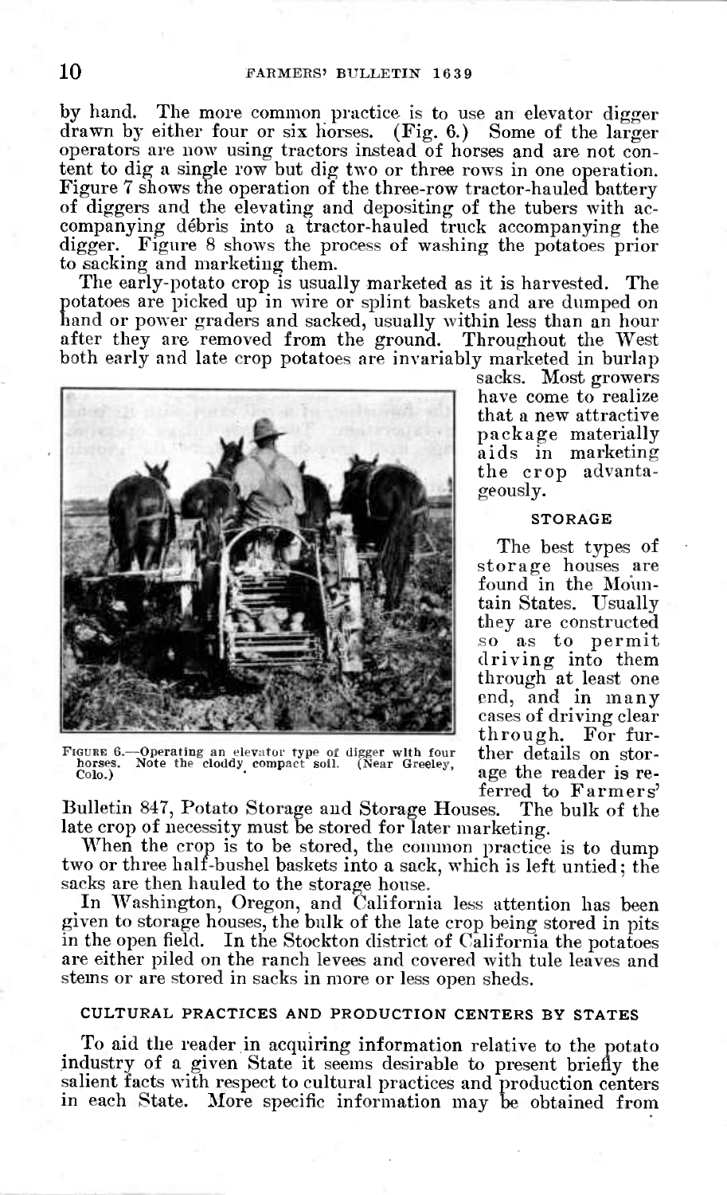by hand. The more common practice is to use an elevator digger drawn by either four or six horses. (Fig. 6.) Some of the larger operators are now using tractors instead of horses and are not content to dig a single row but dig two or three rows in one operation. Figure 7 shows the operation of the three-row tractor-hauled battery of diggers and the elevating and depositing of the tubers with accompanying débris into a tractor-hauled truck accompanying the digger. Figure 8 shows the process of washing the potatoes prior to sacking and marketing them.

The early-potato crop is usually marketed as it is harvested. The potatoes are picked up in wire or splint baskets and are dumped on hand or power graders and sacked, usually within less than an hour after they are removed from the ground. Throughout the West both early and late crop potatoes are invariably marketed in burlap sacks. Most growers have come to realize that a new attractive package materially aids in marketing the crop advantageously.

FIGURE 6.—Operating an elevator type of digger with four horses. Note the cloddy compact soil. (Near Greeley, Colo.)

### STORAGE

The best types of storage houses are found in the Mountain States. Usually they are constructed so as to permit driving into them through at least one end, and in many cases of driving clear through. For further details on storage the reader is referred to Farmers' Bulletin 847, Potato Storage and Storage Houses. The bulk of the late crop of necessity must be stored for later marketing.

When the crop is to be stored, the common practice is to dump two or three half-bushel baskets into a sack, which is left untied; the sacks are then hauled to the storage house.

In Washington, Oregon, and California less attention has been given to storage houses, the bulk of the late crop being stored in pits in the open field. In the Stockton district of California the potatoes are either piled on the ranch levees and covered with tule leaves and stems or are stored in sacks in more or less open sheds.

### CULTURAL PRACTICES AND PRODUCTION CENTERS BY STATES

To aid the reader in acquiring information relative to the potato industry of a given State it seems desirable to present briefly the salient facts with respect to cultural practices and production centers in each State. More specific information may be obtained from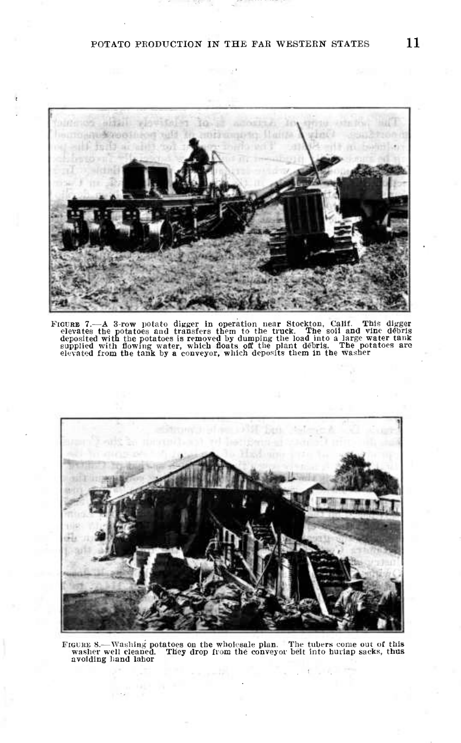FIGURE 7.—A 3-row potato digger in operation near Stockton, Calif. This digger elevates the potatoes and transfers them to the truck. The soil and vine débris deposited with the potatoes is removed by dumping the load into a large water tank supplied with flowing water, which floats off the plant débris. The potatoes are elevated from the tank by a conveyor, which deposits them in the washer

FIGURE 8.—Washing potatoes on the wholesale plan. The tubers come out of this washer well cleaned. They drop from the conveyor belt into burlap sacks, thus avoiding hand labor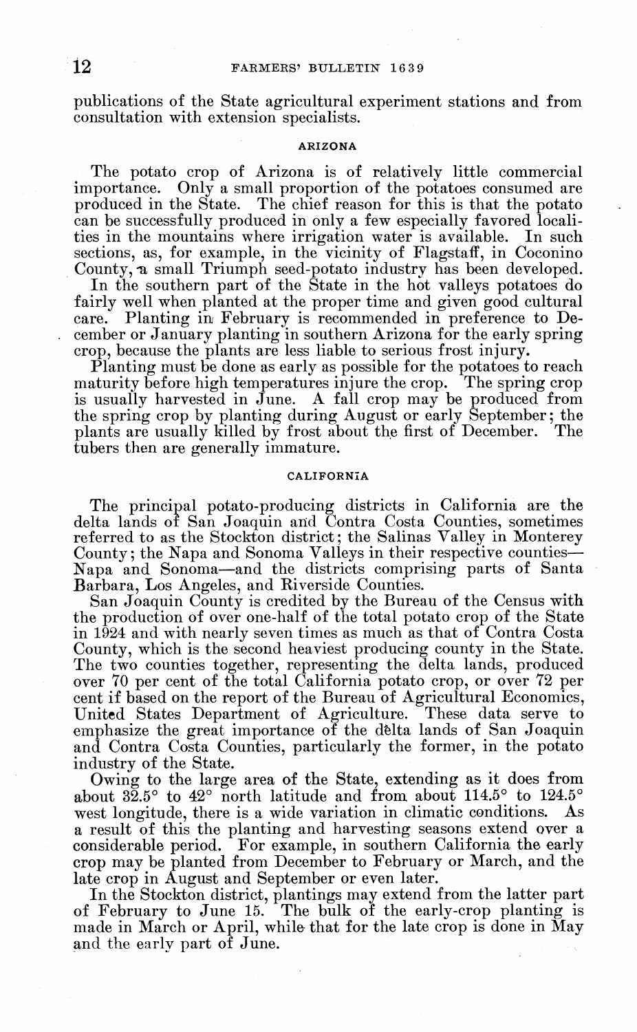publications of the State agricultural experiment stations and from consultation with extension specialists.

### ARIZONA

The potato crop of Arizona is of relatively little commercial importance. Only a small proportion of the potatoes consumed are produced in the State. The chief reason for this is that the potato can be successfully produced in only a few especially favored localities in the mountains where irrigation water is available. In such sections, as, for example, in the vicinity of Flagstaff, in Coconino County, a small Triumph seed-potato industry has been developed.

In the southern part of the State in the hot valleys potatoes do fairly well when planted at the proper time and given good cultural care. Planting in February is recommended in preference to December or January planting in southern Arizona for the early spring crop, because the plants are less liable to serious frost injury.

Planting must be done as early as possible for the potatoes to reach maturity before high temperatures injure the crop. The spring crop is usually harvested in June. A fall crop may be produced from the spring crop by planting during August or early September; the plants are usually killed by frost about the first of December. The tubers then are generally immature.

### CALIFORNIA

The principal potato-producing districts in California are the delta lands of San Joaquin and Contra Costa Counties, sometimes referred to as the Stockton district; the Salinas Valley in Monterey County; the Napa and Sonoma Valleys in their respective counties—Napa and Sonoma—and the districts comprising parts of Santa Barbara, Los Angeles, and Riverside Counties.

San Joaquin County is credited by the Bureau of the Census with the production of over one-half of the total potato crop of the State in 1924 and with nearly seven times as much as that of Contra Costa County, which is the second heaviest producing county in the State. The two counties together, representing the delta lands, produced over 70 per cent of the total California potato crop, or over 72 per cent if based on the report of the Bureau of Agricultural Economics, United States Department of Agriculture. These data serve to emphasize the great importance of the delta lands of San Joaquin and Contra Costa Counties, particularly the former, in the potato industry of the State.

Owing to the large area of the State, extending as it does from about 32.5° to 42° north latitude and from about 114.5° to 124.5° west longitude, there is a wide variation in climatic conditions. As a result of this the planting and harvesting seasons extend over a considerable period. For example, in southern California the early crop may be planted from December to February or March, and the late crop in August and September or even later.

In the Stockton district, plantings may extend from the latter part of February to June 15. The bulk of the early-crop planting is made in March or April, while that for the late crop is done in May and the early part of June.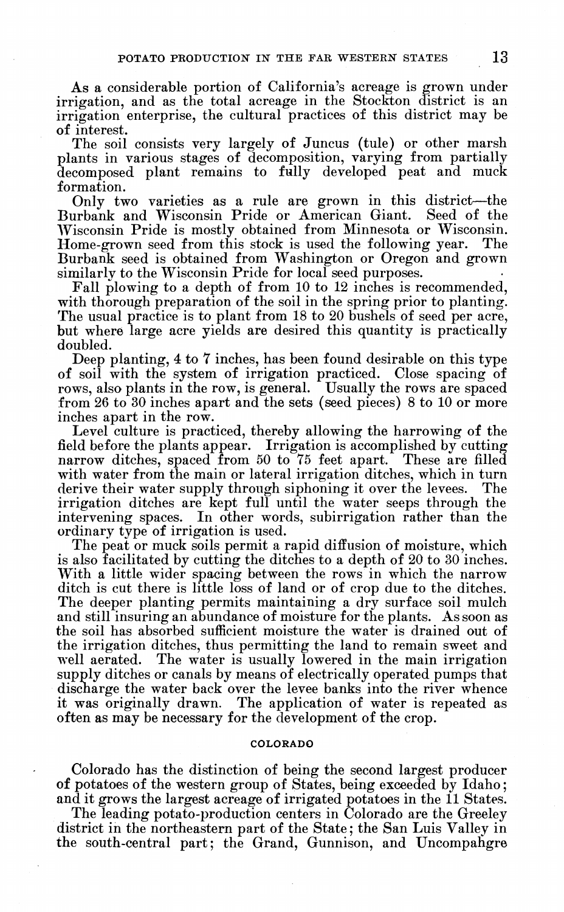As a considerable portion of California's acreage is grown under irrigation, and as the total acreage in the Stockton district is an irrigation enterprise, the cultural practices of this district may be of interest.

The soil consists very largely of Juncus (tule) or other marsh plants in various stages of decomposition, varying from partially decomposed plant remains to fully developed peat and muck formation.

Only two varieties as a rule are grown in this district—the Burbank and Wisconsin Pride or American Giant. Seed of the Wisconsin Pride is mostly obtained from Minnesota or Wisconsin. Home-grown seed from this stock is used the following year. The Burbank seed is obtained from Washington or Oregon and grown similarly to the Wisconsin Pride for local seed purposes.

Fall plowing to a depth of from 10 to 12 inches is recommended, with thorough preparation of the soil in the spring prior to planting. The usual practice is to plant from 18 to 20 bushels of seed per acre, but where large acre yields are desired this quantity is practically doubled.

Deep planting, 4 to 7 inches, has been found desirable on this type of soil with the system of irrigation practiced. Close spacing of rows, also plants in the row, is general. Usually the rows are spaced from 26 to 30 inches apart and the sets (seed pieces) 8 to 10 or more inches apart in the row.

Level culture is practiced, thereby allowing the harrowing of the field before the plants appear. Irrigation is accomplished by cutting narrow ditches, spaced from 50 to 75 feet apart. These are filled with water from the main or lateral irrigation ditches, which in turn derive their water supply through siphoning it over the levees. The irrigation ditches are kept full until the water seeps through the intervening spaces. In other words, subirrigation rather than the ordinary type of irrigation is used.

The peat or muck soils permit a rapid diffusion of moisture, which is also facilitated by cutting the ditches to a depth of 20 to 30 inches. With a little wider spacing between the rows in which the narrow ditch is cut there is little loss of land or of crop due to the ditches. The deeper planting permits maintaining a dry surface soil mulch and still insuring an abundance of moisture for the plants. As soon as the soil has absorbed sufficient moisture the water is drained out of the irrigation ditches, thus permitting the land to remain sweet and well aerated. The water is usually lowered in the main irrigation supply ditches or canals by means of electrically operated pumps that discharge the water back over the levee banks into the river whence it was originally drawn. The application of water is repeated as often as may be necessary for the development of the crop.

## COLORADO

Colorado has the distinction of being the second largest producer of potatoes of the western group of States, being exceeded by Idaho; and it grows the largest acreage of irrigated potatoes in the 11 States.

The leading potato-production centers in Colorado are the Greeley district in the northeastern part of the State; the San Luis Valley in the south-central part; the Grand, Gunnison, and Uncompahgre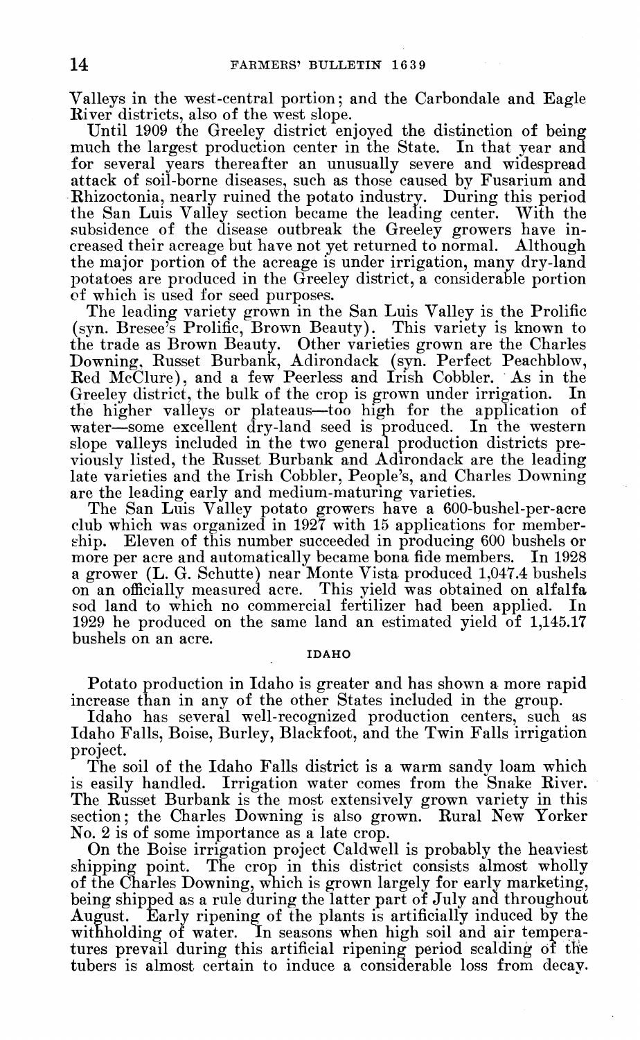Valleys in the west-central portion; and the Carbondale and Eagle River districts, also of the west slope.

Until 1909 the Greeley district enjoyed the distinction of being much the largest production center in the State. In that year and for several years thereafter an unusually severe and widespread attack of soil-borne diseases, such as those caused by Fusarium and Rhizoctonia, nearly ruined the potato industry. During this period the San Luis Valley section became the leading center. With the subsidence of the disease outbreak the Greeley growers have increased their acreage but have not yet returned to normal. Although the major portion of the acreage is under irrigation, many dry-land potatoes are produced in the Greeley district, a considerable portion of which is used for seed purposes.

The leading variety grown in the San Luis Valley is the Prolific (syn. Bresee's Prolific, Brown Beauty). This variety is known to the trade as Brown Beauty. Other varieties grown are the Charles Downing, Russet Burbank, Adirondack (syn. Perfect Peachblow, Red McClure), and a few Peerless and Irish Cobbler. As in the Greeley district, the bulk of the crop is grown under irrigation. In the higher valleys or plateaus—too high for the application of water—some excellent dry-land seed is produced. In the western slope valleys included in the two general production districts previously listed, the Russet Burbank and Adirondack are the leading late varieties and the Irish Cobbler, People's, and Charles Downing are the leading early and medium-maturing varieties.

The San Luis Valley potato growers have a 600-bushel-per-acre club which was organized in 1927 with 15 applications for membership. Eleven of this number succeeded in producing 600 bushels or more per acre and automatically became bona fide members. In 1928 a grower (L. G. Schutte) near Monte Vista produced 1,047.4 bushels on an officially measured acre. This yield was obtained on alfalfa sod land to which no commercial fertilizer had been applied. In 1929 he produced on the same land an estimated yield of 1,145.17 bushels on an acre.

### IDAHO

Potato production in Idaho is greater and has shown a more rapid increase than in any of the other States included in the group.

Idaho has several well-recognized production centers, such as Idaho Falls, Boise, Burley, Blackfoot, and the Twin Falls irrigation project.

The soil of the Idaho Falls district is a warm sandy loam which is easily handled. Irrigation water comes from the Snake River. The Russet Burbank is the most extensively grown variety in this section; the Charles Downing is also grown. Rural New Yorker No. 2 is of some importance as a late crop.

On the Boise irrigation project Caldwell is probably the heaviest shipping point. The crop in this district consists almost wholly of the Charles Downing, which is grown largely for early marketing, being shipped as a rule during the latter part of July and throughout August. Early ripening of the plants is artificially induced by the withholding of water. In seasons when high soil and air temperatures prevail during this artificial ripening period scalding of the tubers is almost certain to induce a considerable loss from decay.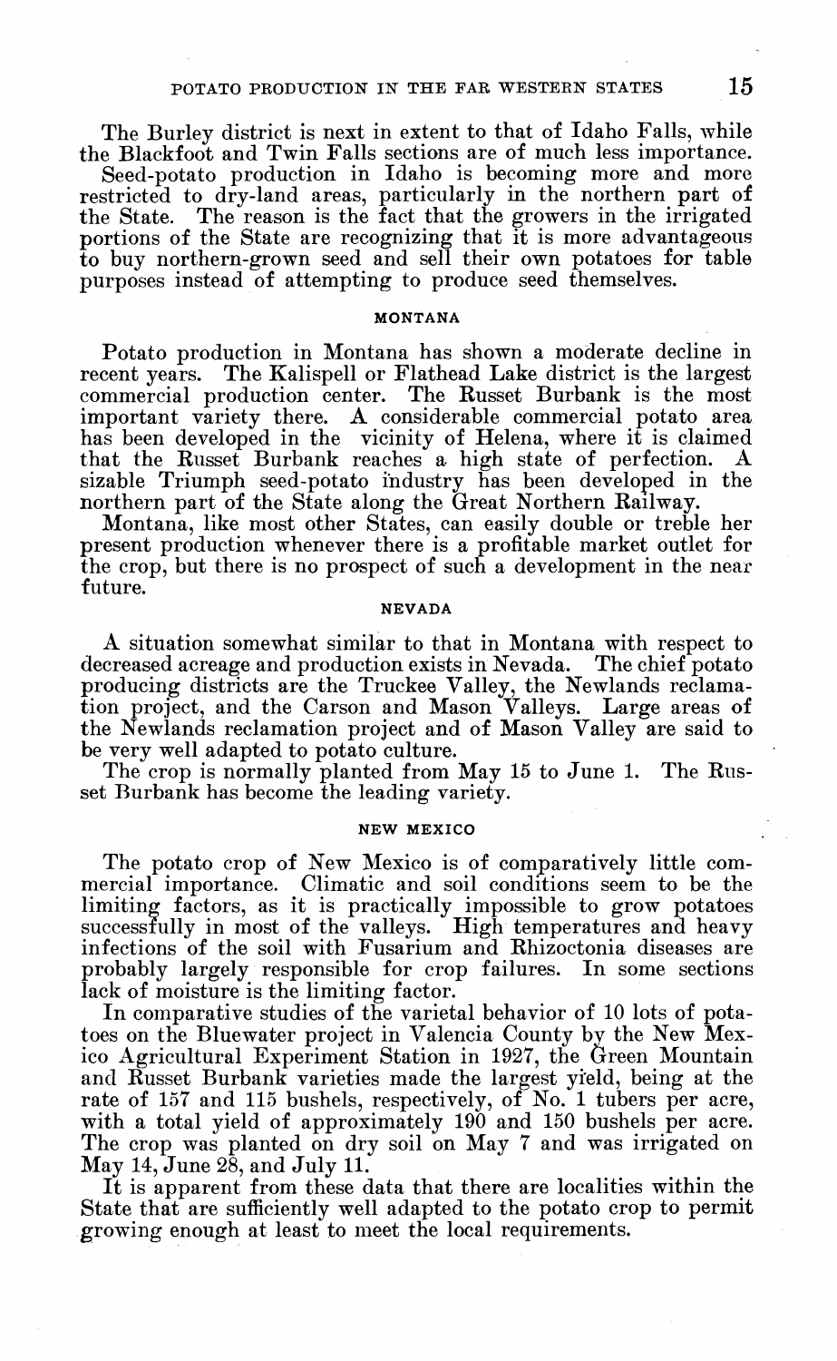The Burley district is next in extent to that of Idaho Falls, while the Blackfoot and Twin Falls sections are of much less importance.

Seed-potato production in Idaho is becoming more and more restricted to dry-land areas, particularly in the northern part of the State. The reason is the fact that the growers in the irrigated portions of the State are recognizing that it is more advantageous to buy northern-grown seed and sell their own potatoes for table purposes instead of attempting to produce seed themselves.

## MONTANA

Potato production in Montana has shown a moderate decline in recent years. The Kalispell or Flathead Lake district is the largest commercial production center. The Russet Burbank is the most important variety there. A considerable commercial potato area has been developed in the vicinity of Helena, where it is claimed that the Russet Burbank reaches a high state of perfection. A sizable Triumph seed-potato industry has been developed in the northern part of the State along the Great Northern Railway.

Montana, like most other States, can easily double or treble her present production whenever there is a profitable market outlet for the crop, but there is no prospect of such a development in the near future.

## NEVADA

A situation somewhat similar to that in Montana with respect to decreased acreage and production exists in Nevada. The chief potato producing districts are the Truckee Valley, the Newlands reclamation project, and the Carson and Mason Valleys. Large areas of the Newlands reclamation project and of Mason Valley are said to be very well adapted to potato culture.

The crop is normally planted from May 15 to June 1. The Russet Burbank has become the leading variety.

## NEW MEXICO

The potato crop of New Mexico is of comparatively little commercial importance. Climatic and soil conditions seem to be the limiting factors, as it is practically impossible to grow potatoes successfully in most of the valleys. High temperatures and heavy infections of the soil with Fusarium and Rhizoctonia diseases are probably largely responsible for crop failures. In some sections lack of moisture is the limiting factor.

In comparative studies of the varietal behavior of 10 lots of potatoes on the Bluewater project in Valencia County by the New Mexico Agricultural Experiment Station in 1927, the Green Mountain and Russet Burbank varieties made the largest yield, being at the rate of 157 and 115 bushels, respectively, of No. 1 tubers per acre, with a total yield of approximately 190 and 150 bushels per acre. The crop was planted on dry soil on May 7 and was irrigated on May 14, June 28, and July 11.

It is apparent from these data that there are localities within the State that are sufficiently well adapted to the potato crop to permit growing enough at least to meet the local requirements.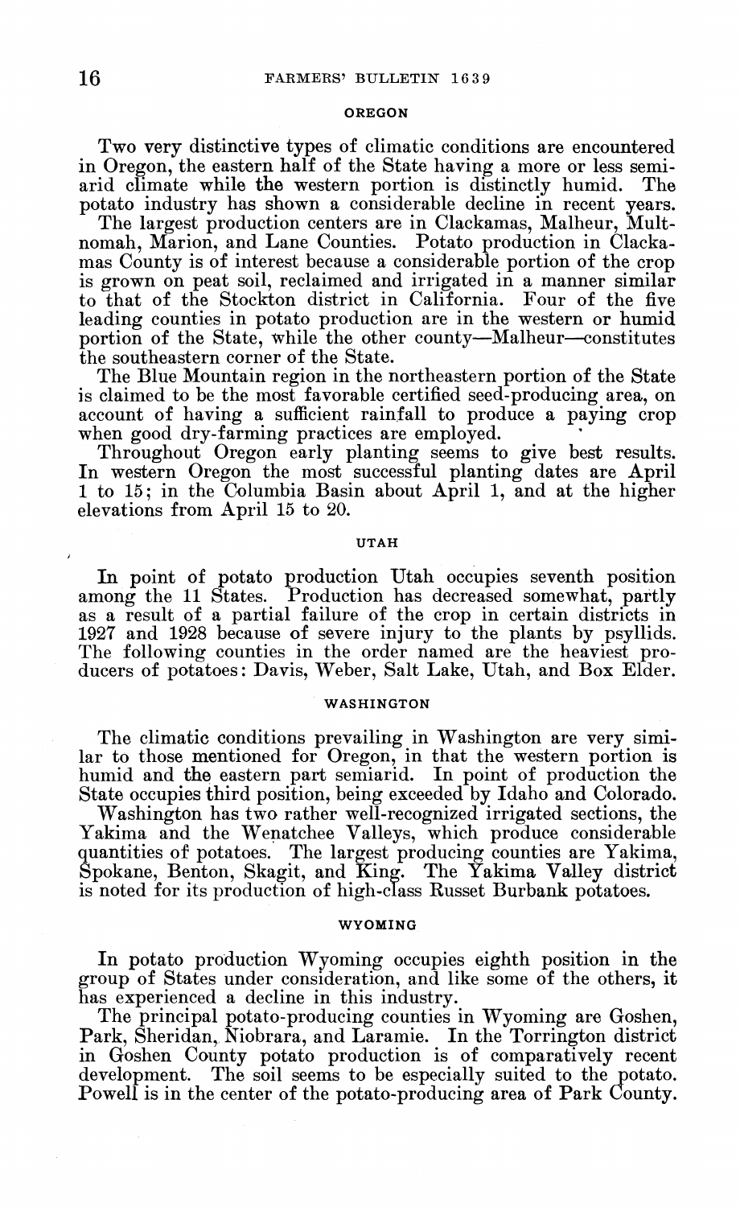## OREGON

Two very distinctive types of climatic conditions are encountered in Oregon, the eastern half of the State having a more or less semiarid climate while the western portion is distinctly humid. The potato industry has shown a considerable decline in recent years.

The largest production centers are in Clackamas, Malheur, Multnomah, Marion, and Lane Counties. Potato production in Clackamas County is of interest because a considerable portion of the crop is grown on peat soil, reclaimed and irrigated in a manner similar to that of the Stockton district in California. Four of the five leading counties in potato production are in the western or humid portion of the State, while the other county—Malheur—constitutes the southeastern corner of the State.

The Blue Mountain region in the northeastern portion of the State is claimed to be the most favorable certified seed-producing area, on account of having a sufficient rainfall to produce a paying crop when good dry-farming practices are employed.

Throughout Oregon early planting seems to give best results. In western Oregon the most successful planting dates are April 1 to 15; in the Columbia Basin about April 1, and at the higher elevations from April 15 to 20.

## UTAH

In point of potato production Utah occupies seventh position among the 11 States. Production has decreased somewhat, partly as a result of a partial failure of the crop in certain districts in 1927 and 1928 because of severe injury to the plants by psyllids. The following counties in the order named are the heaviest producers of potatoes: Davis, Weber, Salt Lake, Utah, and Box Elder.

## WASHINGTON

The climatic conditions prevailing in Washington are very similar to those mentioned for Oregon, in that the western portion is humid and the eastern part semiarid. In point of production the State occupies third position, being exceeded by Idaho and Colorado.

Washington has two rather well-recognized irrigated sections, the Yakima and the Wenatchee Valleys, which produce considerable quantities of potatoes. The largest producing counties are Yakima, Spokane, Benton, Skagit, and King. The Yakima Valley district is noted for its production of high-class Russet Burbank potatoes.

## WYOMING

In potato production Wyoming occupies eighth position in the group of States under consideration, and like some of the others, it has experienced a decline in this industry.

The principal potato-producing counties in Wyoming are Goshen, Park, Sheridan, Niobrara, and Laramie. In the Torrington district in Goshen County potato production is of comparatively recent development. The soil seems to be especially suited to the potato. Powell is in the center of the potato-producing area of Park County.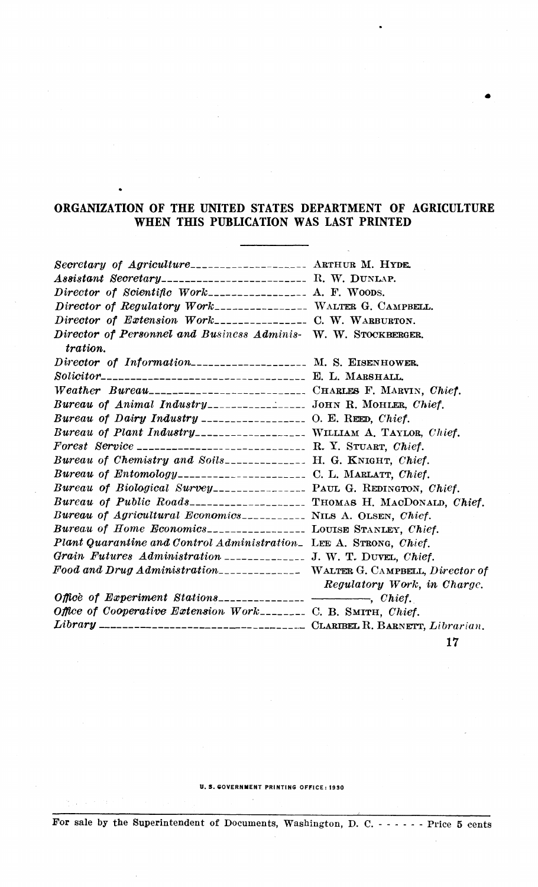## ORGANIZATION OF THE UNITED STATES DEPARTMENT OF AGRICULTURE WHEN THIS PUBLICATION WAS LAST PRINTED

| | |
|---|---|
| *Secretary of Agriculture* | ARTHUR M. HYDE. |
| *Assistant Secretary* | R. W. DUNLAP. |
| *Director of Scientific Work* | A. F. WOODS. |
| *Director of Regulatory Work* | WALTER G. CAMPBELL. |
| *Director of Extension Work* | C. W. WARBURTON. |
| *Director of Personnel and Business Administration.* | W. W. STOCKBERGER. |
| *Director of Information* | M. S. EISENHOWER. |
| *Solicitor* | E. L. MARSHALL. |
| *Weather Bureau* | CHARLES F. MARVIN, *Chief.* |
| *Bureau of Animal Industry* | JOHN R. MOHLER, *Chief.* |
| *Bureau of Dairy Industry* | O. E. REED, *Chief.* |
| *Bureau of Plant Industry* | WILLIAM A. TAYLOR, *Chief.* |
| *Forest Service* | R. Y. STUART, *Chief.* |
| *Bureau of Chemistry and Soils* | H. G. KNIGHT, *Chief.* |
| *Bureau of Entomology* | C. L. MARLATT, *Chief.* |
| *Bureau of Biological Survey* | PAUL G. REDINGTON, *Chief.* |
| *Bureau of Public Roads* | THOMAS H. MACDONALD, *Chief.* |
| *Bureau of Agricultural Economics* | NILS A. OLSEN, *Chief.* |
| *Bureau of Home Economics* | LOUISE STANLEY, *Chief.* |
| *Plant Quarantine and Control Administration* | LEE A. STRONG, *Chief.* |
| *Grain Futures Administration* | J. W. T. DUVEL, *Chief.* |
| *Food and Drug Administration* | WALTER G. CAMPBELL, *Director of Regulatory Work, in Charge.* |
| *Office of Experiment Stations* | ———, *Chief.* |
| *Office of Cooperative Extension Work* | C. B. SMITH, *Chief.* |
| *Library* | CLARIBEL R. BARNETT, *Librarian.* |

U. S. GOVERNMENT PRINTING OFFICE: 1930

For sale by the Superintendent of Documents, Washington, D. C. - - - - - - Price 5 cents